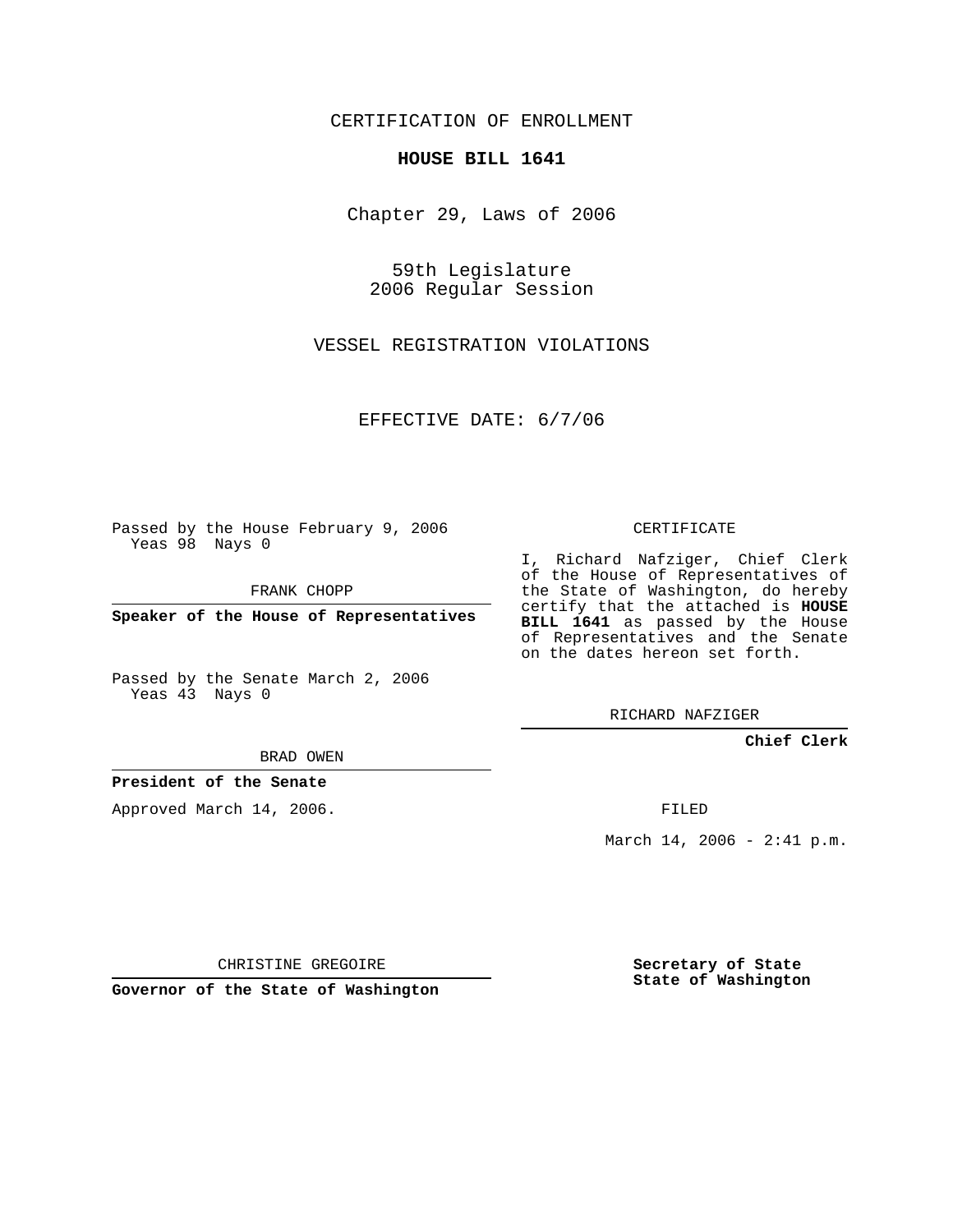CERTIFICATION OF ENROLLMENT

**HOUSE BILL 1641**

Chapter 29, Laws of 2006

59th Legislature
2006 Regular Session

VESSEL REGISTRATION VIOLATIONS

EFFECTIVE DATE: 6/7/06

Passed by the House February 9, 2006
Yeas 98 Nays 0

FRANK CHOPP

**Speaker of the House of Representatives**

Passed by the Senate March 2, 2006
Yeas 43 Nays 0

BRAD OWEN

**President of the Senate**

Approved March 14, 2006.

CHRISTINE GREGOIRE

**Governor of the State of Washington**

CERTIFICATE

I, Richard Nafziger, Chief Clerk of the House of Representatives of the State of Washington, do hereby certify that the attached is **HOUSE BILL 1641** as passed by the House of Representatives and the Senate on the dates hereon set forth.

RICHARD NAFZIGER

**Chief Clerk**

FILED

March 14, 2006 - 2:41 p.m.

**Secretary of State**
**State of Washington**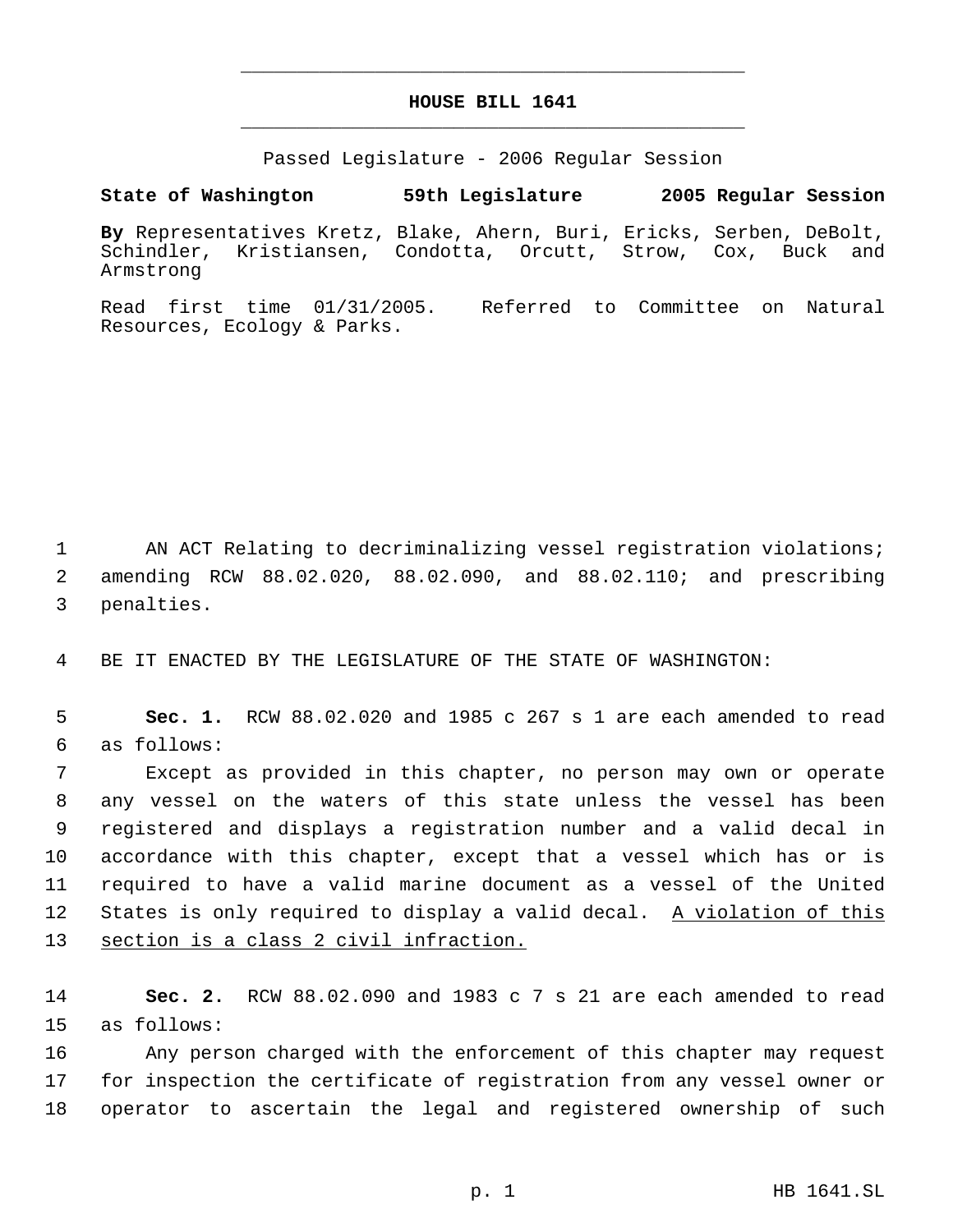# HOUSE BILL 1641

Passed Legislature - 2006 Regular Session

**State of Washington 59th Legislature 2005 Regular Session**

**By** Representatives Kretz, Blake, Ahern, Buri, Ericks, Serben, DeBolt, Schindler, Kristiansen, Condotta, Orcutt, Strow, Cox, Buck and Armstrong

Read first time 01/31/2005. Referred to Committee on Natural Resources, Ecology & Parks.

1 AN ACT Relating to decriminalizing vessel registration violations;
2 amending RCW 88.02.020, 88.02.090, and 88.02.110; and prescribing
3 penalties.

4 BE IT ENACTED BY THE LEGISLATURE OF THE STATE OF WASHINGTON:

5 **Sec. 1.** RCW 88.02.020 and 1985 c 267 s 1 are each amended to read
6 as follows:

7 Except as provided in this chapter, no person may own or operate
8 any vessel on the waters of this state unless the vessel has been
9 registered and displays a registration number and a valid decal in
10 accordance with this chapter, except that a vessel which has or is
11 required to have a valid marine document as a vessel of the United
12 States is only required to display a valid decal. <u>A violation of this</u>
13 <u>section is a class 2 civil infraction.</u>

14 **Sec. 2.** RCW 88.02.090 and 1983 c 7 s 21 are each amended to read
15 as follows:

16 Any person charged with the enforcement of this chapter may request
17 for inspection the certificate of registration from any vessel owner or
18 operator to ascertain the legal and registered ownership of such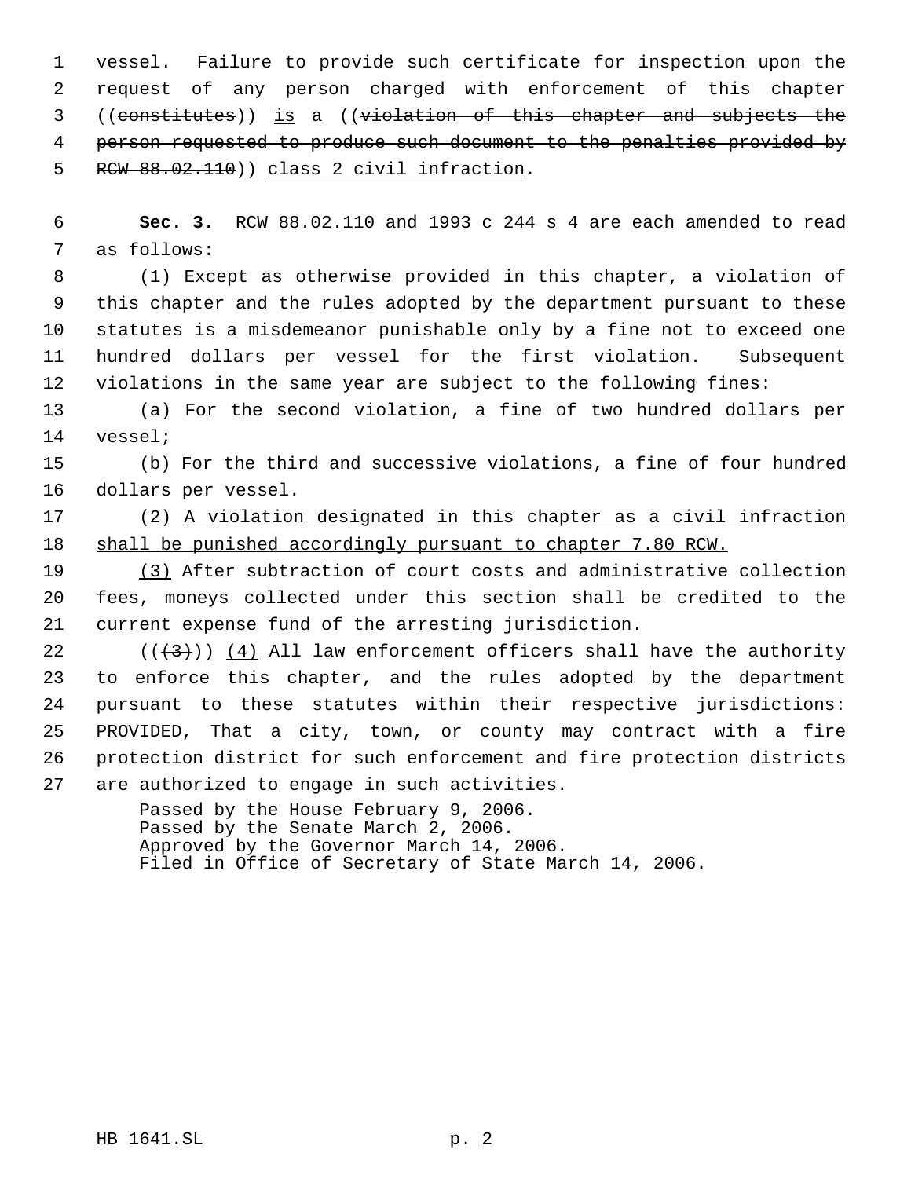vessel. Failure to provide such certificate for inspection upon the request of any person charged with enforcement of this chapter ((~~constitutes~~)) is a ((~~violation of this chapter and subjects the person requested to produce such document to the penalties provided by RCW 88.02.110~~)) class 2 civil infraction.

**Sec. 3.** RCW 88.02.110 and 1993 c 244 s 4 are each amended to read as follows:

(1) Except as otherwise provided in this chapter, a violation of this chapter and the rules adopted by the department pursuant to these statutes is a misdemeanor punishable only by a fine not to exceed one hundred dollars per vessel for the first violation. Subsequent violations in the same year are subject to the following fines:

(a) For the second violation, a fine of two hundred dollars per vessel;

(b) For the third and successive violations, a fine of four hundred dollars per vessel.

(2) A violation designated in this chapter as a civil infraction shall be punished accordingly pursuant to chapter 7.80 RCW.

(3) After subtraction of court costs and administrative collection fees, moneys collected under this section shall be credited to the current expense fund of the arresting jurisdiction.

((~~(3)~~)) (4) All law enforcement officers shall have the authority to enforce this chapter, and the rules adopted by the department pursuant to these statutes within their respective jurisdictions: PROVIDED, That a city, town, or county may contract with a fire protection district for such enforcement and fire protection districts are authorized to engage in such activities.

Passed by the House February 9, 2006.
Passed by the Senate March 2, 2006.
Approved by the Governor March 14, 2006.
Filed in Office of Secretary of State March 14, 2006.